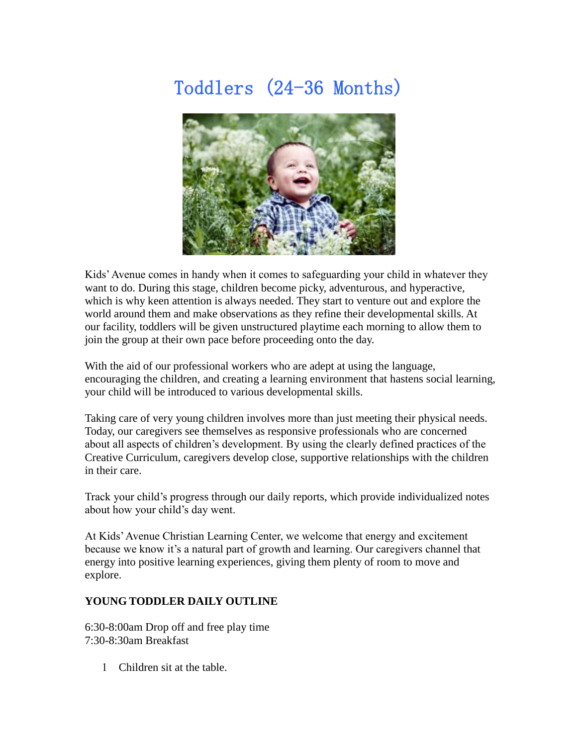# Toddlers (24-36 Months)

Kids' Avenue comes in handy when it comes to safeguarding your child in whatever they want to do. During this stage, children become picky, adventurous, and hyperactive, which is why keen attention is always needed. They start to venture out and explore the world around them and make observations as they refine their developmental skills. At our facility, toddlers will be given unstructured playtime each morning to allow them to join the group at their own pace before proceeding onto the day.

With the aid of our professional workers who are adept at using the language, encouraging the children, and creating a learning environment that hastens social learning, your child will be introduced to various developmental skills.

Taking care of very young children involves more than just meeting their physical needs. Today, our caregivers see themselves as responsive professionals who are concerned about all aspects of children's development. By using the clearly defined practices of the Creative Curriculum, caregivers develop close, supportive relationships with the children in their care.

Track your child's progress through our daily reports, which provide individualized notes about how your child's day went.

At Kids' Avenue Christian Learning Center, we welcome that energy and excitement because we know it's a natural part of growth and learning. Our caregivers channel that energy into positive learning experiences, giving them plenty of room to move and explore.

**YOUNG TODDLER DAILY OUTLINE**

6:30-8:00am Drop off and free play time
7:30-8:30am Breakfast

- Children sit at the table.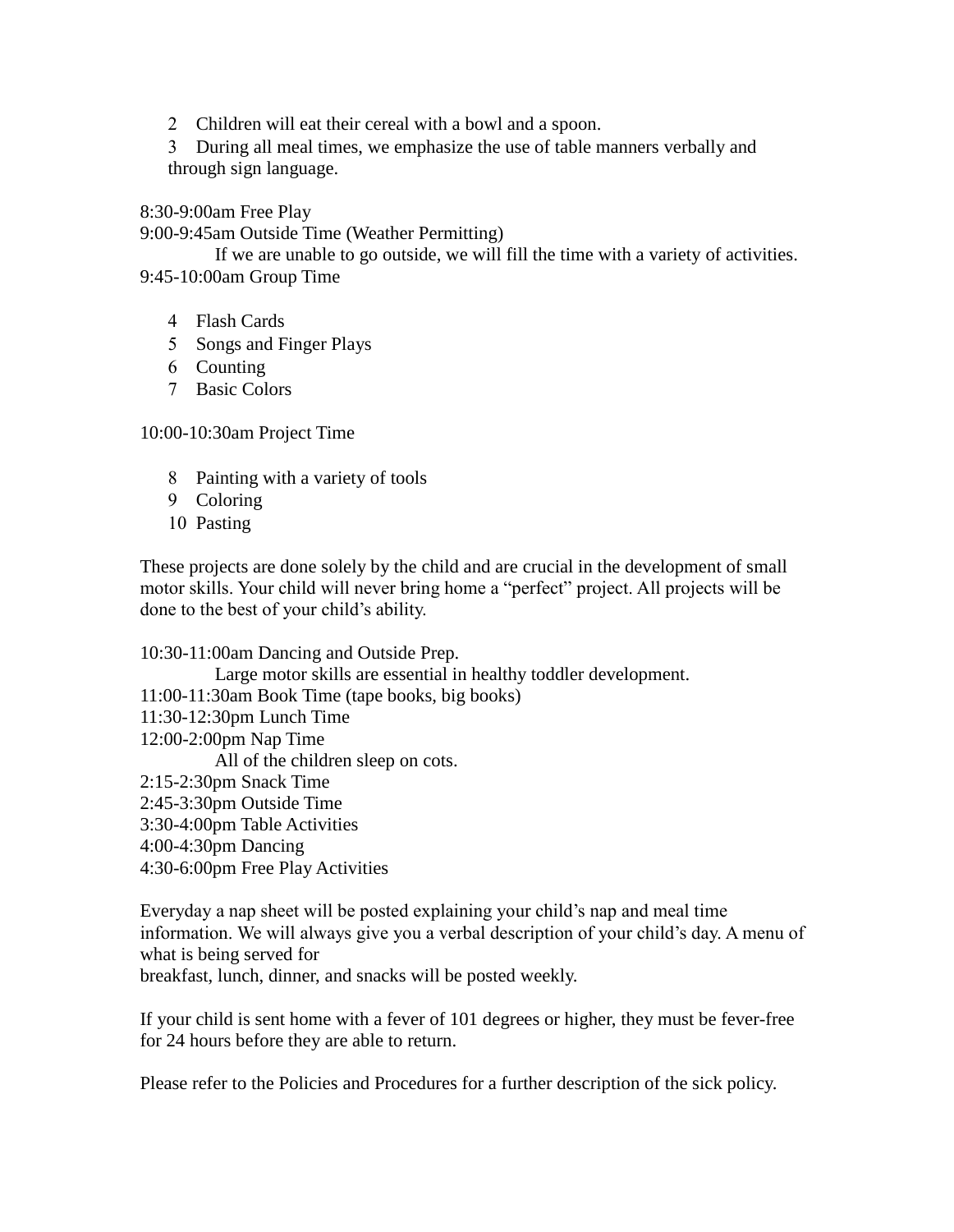2. Children will eat their cereal with a bowl and a spoon.
3. During all meal times, we emphasize the use of table manners verbally and through sign language.

8:30-9:00am Free Play
9:00-9:45am Outside Time (Weather Permitting)
If we are unable to go outside, we will fill the time with a variety of activities.
9:45-10:00am Group Time

4. Flash Cards
5. Songs and Finger Plays
6. Counting
7. Basic Colors

10:00-10:30am Project Time

8. Painting with a variety of tools
9. Coloring
10. Pasting

These projects are done solely by the child and are crucial in the development of small motor skills. Your child will never bring home a "perfect" project. All projects will be done to the best of your child's ability.

10:30-11:00am Dancing and Outside Prep.
Large motor skills are essential in healthy toddler development.
11:00-11:30am Book Time (tape books, big books)
11:30-12:30pm Lunch Time
12:00-2:00pm Nap Time
All of the children sleep on cots.
2:15-2:30pm Snack Time
2:45-3:30pm Outside Time
3:30-4:00pm Table Activities
4:00-4:30pm Dancing
4:30-6:00pm Free Play Activities

Everyday a nap sheet will be posted explaining your child's nap and meal time information. We will always give you a verbal description of your child's day. A menu of what is being served for
breakfast, lunch, dinner, and snacks will be posted weekly.

If your child is sent home with a fever of 101 degrees or higher, they must be fever-free for 24 hours before they are able to return.

Please refer to the Policies and Procedures for a further description of the sick policy.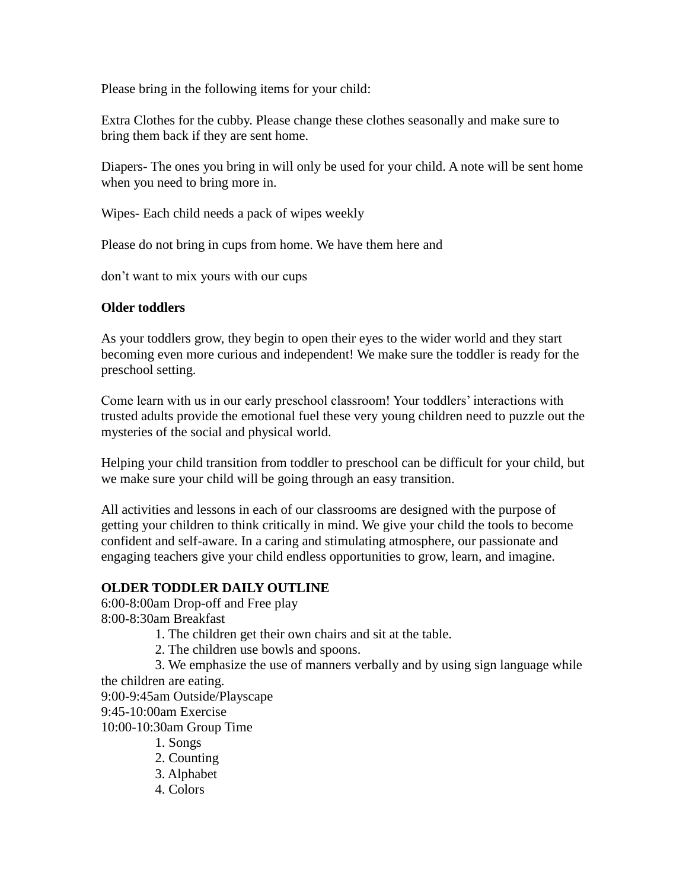Please bring in the following items for your child:

Extra Clothes for the cubby. Please change these clothes seasonally and make sure to bring them back if they are sent home.

Diapers- The ones you bring in will only be used for your child. A note will be sent home when you need to bring more in.

Wipes- Each child needs a pack of wipes weekly

Please do not bring in cups from home. We have them here and

don't want to mix yours with our cups

**Older toddlers**

As your toddlers grow, they begin to open their eyes to the wider world and they start becoming even more curious and independent! We make sure the toddler is ready for the preschool setting.

Come learn with us in our early preschool classroom! Your toddlers' interactions with trusted adults provide the emotional fuel these very young children need to puzzle out the mysteries of the social and physical world.

Helping your child transition from toddler to preschool can be difficult for your child, but we make sure your child will be going through an easy transition.

All activities and lessons in each of our classrooms are designed with the purpose of getting your children to think critically in mind. We give your child the tools to become confident and self-aware. In a caring and stimulating atmosphere, our passionate and engaging teachers give your child endless opportunities to grow, learn, and imagine.

**OLDER TODDLER DAILY OUTLINE**

6:00-8:00am Drop-off and Free play

8:00-8:30am Breakfast

1. The children get their own chairs and sit at the table.
2. The children use bowls and spoons.
3. We emphasize the use of manners verbally and by using sign language while the children are eating.

9:00-9:45am Outside/Playscape

9:45-10:00am Exercise

10:00-10:30am Group Time

1. Songs
2. Counting
3. Alphabet
4. Colors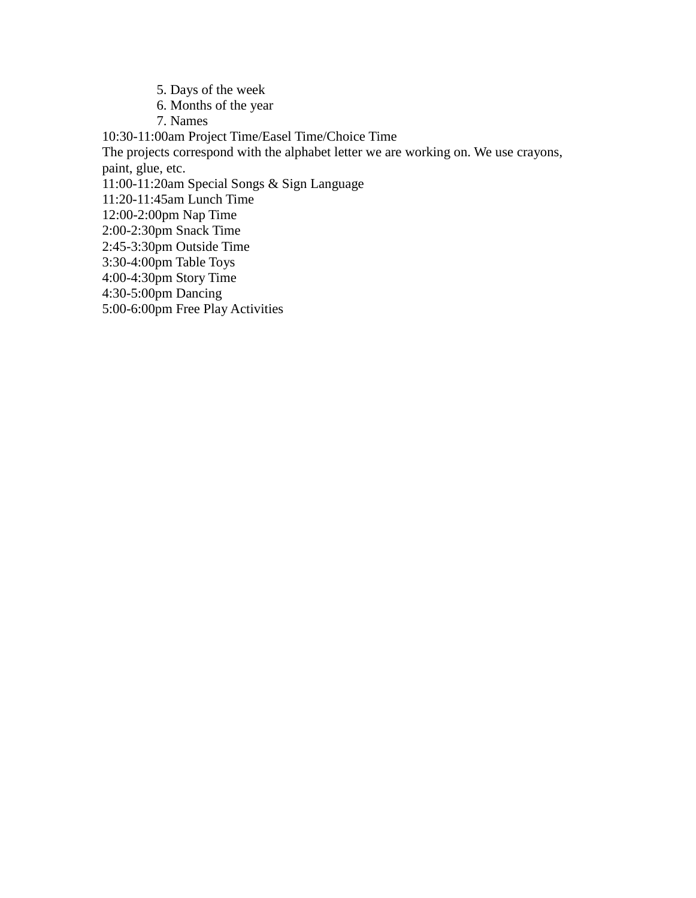5. Days of the week
6. Months of the year
7. Names

10:30-11:00am Project Time/Easel Time/Choice Time
The projects correspond with the alphabet letter we are working on. We use crayons, paint, glue, etc.
11:00-11:20am Special Songs & Sign Language
11:20-11:45am Lunch Time
12:00-2:00pm Nap Time
2:00-2:30pm Snack Time
2:45-3:30pm Outside Time
3:30-4:00pm Table Toys
4:00-4:30pm Story Time
4:30-5:00pm Dancing
5:00-6:00pm Free Play Activities